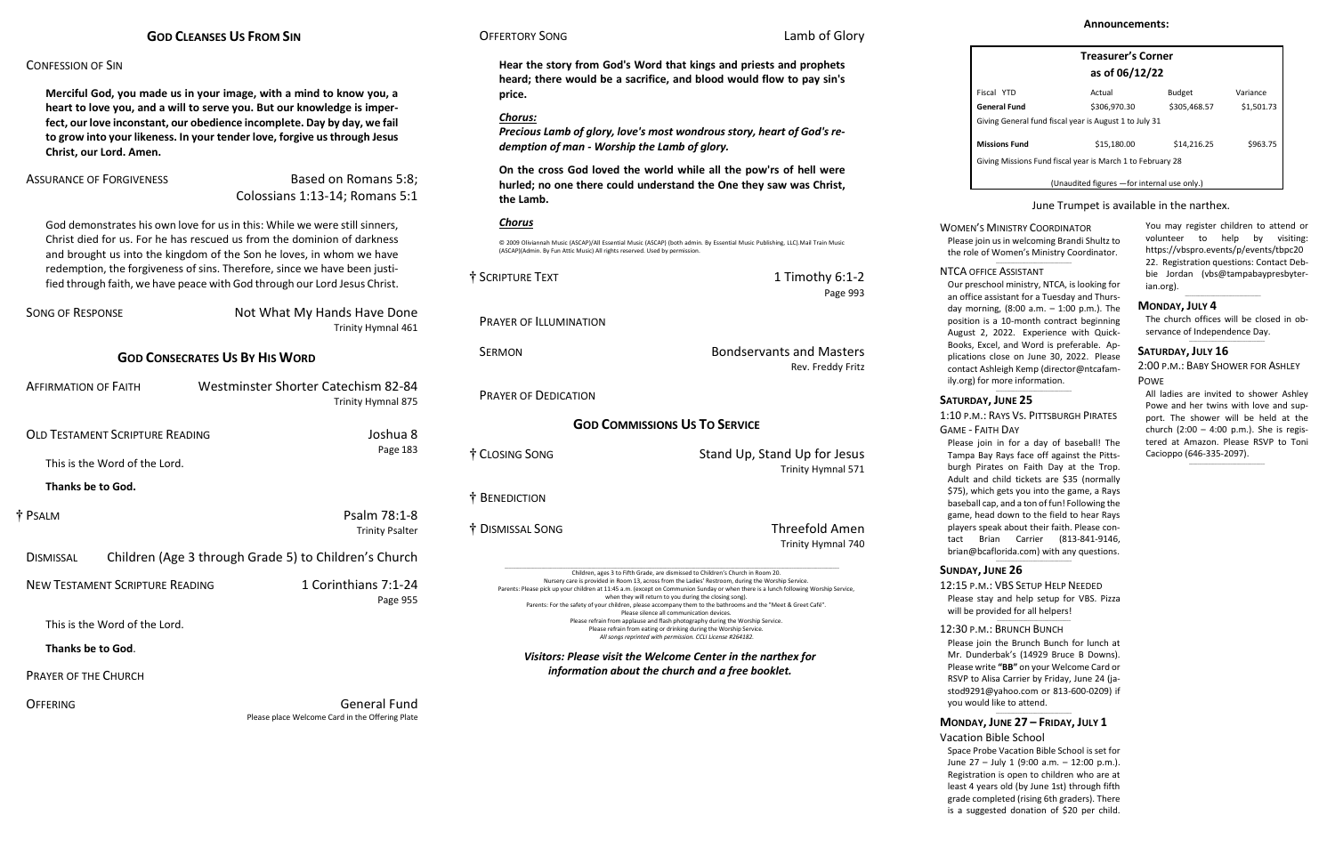## God Cleanses Us From Sin

CONFESSION OF SIN

**Merciful God, you made us in your image, with a mind to know you, a heart to love you, and a will to serve you. But our knowledge is imperfect, our love inconstant, our obedience incomplete. Day by day, we fail to grow into your likeness. In your tender love, forgive us through Jesus Christ, our Lord. Amen.**

ASSURANCE OF FORGIVENESS — Based on Romans 5:8; Colossians 1:13-14; Romans 5:1

God demonstrates his own love for us in this: While we were still sinners, Christ died for us. For he has rescued us from the dominion of darkness and brought us into the kingdom of the Son he loves, in whom we have redemption, the forgiveness of sins. Therefore, since we have been justified through faith, we have peace with God through our Lord Jesus Christ.

SONG OF RESPONSE — Not What My Hands Have Done
Trinity Hymnal 461

## God Consecrates Us By His Word

AFFIRMATION OF FAITH — Westminster Shorter Catechism 82-84
Trinity Hymnal 875

OLD TESTAMENT SCRIPTURE READING — Joshua 8
Page 183

This is the Word of the Lord.

**Thanks be to God.**

† PSALM — Psalm 78:1-8
Trinity Psalter

DISMISSAL — Children (Age 3 through Grade 5) to Children's Church

NEW TESTAMENT SCRIPTURE READING — 1 Corinthians 7:1-24
Page 955

This is the Word of the Lord.

**Thanks be to God**.

PRAYER OF THE CHURCH

OFFERING — General Fund
Please place Welcome Card in the Offering Plate

OFFERTORY SONG — Lamb of Glory

**Hear the story from God's Word that kings and priests and prophets heard; there would be a sacrifice, and blood would flow to pay sin's price.**

***Chorus:***
***Precious Lamb of glory, love's most wondrous story, heart of God's redemption of man - Worship the Lamb of glory.***

**On the cross God loved the world while all the pow'rs of hell were hurled; no one there could understand the One they saw was Christ, the Lamb.**

***Chorus***

© 2009 Olivannah Music (ASCAP)/All Essential Music (ASCAP) (both admin. By Essential Music Publishing, LLC).Mail Train Music (ASCAP)(Admin. By Fun Attic Music) All rights reserved. Used by permission.

† SCRIPTURE TEXT — 1 Timothy 6:1-2
Page 993

PRAYER OF ILLUMINATION

SERMON — Bondservants and Masters
Rev. Freddy Fritz

PRAYER OF DEDICATION

## God Commissions Us To Service

† CLOSING SONG — Stand Up, Stand Up for Jesus
Trinity Hymnal 571

† BENEDICTION

† DISMISSAL SONG — Threefold Amen
Trinity Hymnal 740

Children, ages 3 to Fifth Grade, are dismissed to Children's Church in Room 20.
Nursery care is provided in Room 13, across from the Ladies' Restroom, during the Worship Service.
Parents: Please pick up your children at 11:45 a.m. (except on Communion Sunday or when there is a lunch following Worship Service, when they will return to you during the closing song).
Parents: For the safety of your children, please accompany them to the bathrooms and the "Meet & Greet Café".
Please silence all communication devices.
Please refrain from applause and flash photography during the Worship Service.
Please refrain from eating or drinking during the Worship Service.
*All songs reprinted with permission. CCLI License #264182.*

***Visitors: Please visit the Welcome Center in the narthex for information about the church and a free booklet.***

**Announcements:**

**Treasurer's Corner**
**as of 06/12/22**

| Fiscal YTD | Actual | Budget | Variance |
|---|---|---|---|
| **General Fund** | $306,970.30 | $305,468.57 | $1,501.73 |
| Giving General fund fiscal year is August 1 to July 31 | | | |
| **Missions Fund** | $15,180.00 | $14,216.25 | $963.75 |
| Giving Missions Fund fiscal year is March 1 to February 28 | | | |
| (Unaudited figures —for internal use only.) | | | |

June Trumpet is available in the narthex.

WOMEN'S MINISTRY COORDINATOR
Please join us in welcoming Brandi Shultz to the role of Women's Ministry Coordinator.

NTCA OFFICE ASSISTANT
Our preschool ministry, NTCA, is looking for an office assistant for a Tuesday and Thursday morning, (8:00 a.m. – 1:00 p.m.). The position is a 10-month contract beginning August 2, 2022. Experience with QuickBooks, Excel, and Word is preferable. Applications close on June 30, 2022. Please contact Ashleigh Kemp (director@ntcafamily.org) for more information.

**SATURDAY, JUNE 25**

1:10 P.M.: RAYS VS. PITTSBURGH PIRATES GAME - FAITH DAY
Please join in for a day of baseball! The Tampa Bay Rays face off against the Pittsburgh Pirates on Faith Day at the Trop. Adult and child tickets are $35 (normally $75), which gets you into the game, a Rays baseball cap, and a ton of fun! Following the game, head down to the field to hear Rays players speak about their faith. Please contact Brian Carrier (813-841-9146, brian@bcaflorida.com) with any questions.

**SUNDAY, JUNE 26**

12:15 P.M.: VBS SETUP HELP NEEDED
Please stay and help setup for VBS. Pizza will be provided for all helpers!

12:30 P.M.: BRUNCH BUNCH
Please join the Brunch Bunch for lunch at Mr. Dunderbak's (14929 Bruce B Downs). Please write **"BB"** on your Welcome Card or RSVP to Alisa Carrier by Friday, June 24 (jastod9291@yahoo.com or 813-600-0209) if you would like to attend.

**MONDAY, JUNE 27 – FRIDAY, JULY 1**

Vacation Bible School
Space Probe Vacation Bible School is set for June 27 – July 1 (9:00 a.m. – 12:00 p.m.). Registration is open to children who are at least 4 years old (by June 1st) through fifth grade completed (rising 6th graders). There is a suggested donation of $20 per child. You may register children to attend or volunteer to help by visiting: https://vbspro.events/p/events/tbpc2022. Registration questions: Contact Debbie Jordan (vbs@tampabaypresbyterian.org).

**MONDAY, JULY 4**

The church offices will be closed in observance of Independence Day.

**SATURDAY, JULY 16**

2:00 P.M.: BABY SHOWER FOR ASHLEY POWE
All ladies are invited to shower Ashley Powe and her twins with love and support. The shower will be held at the church (2:00 – 4:00 p.m.). She is registered at Amazon. Please RSVP to Toni Cacioppo (646-335-2097).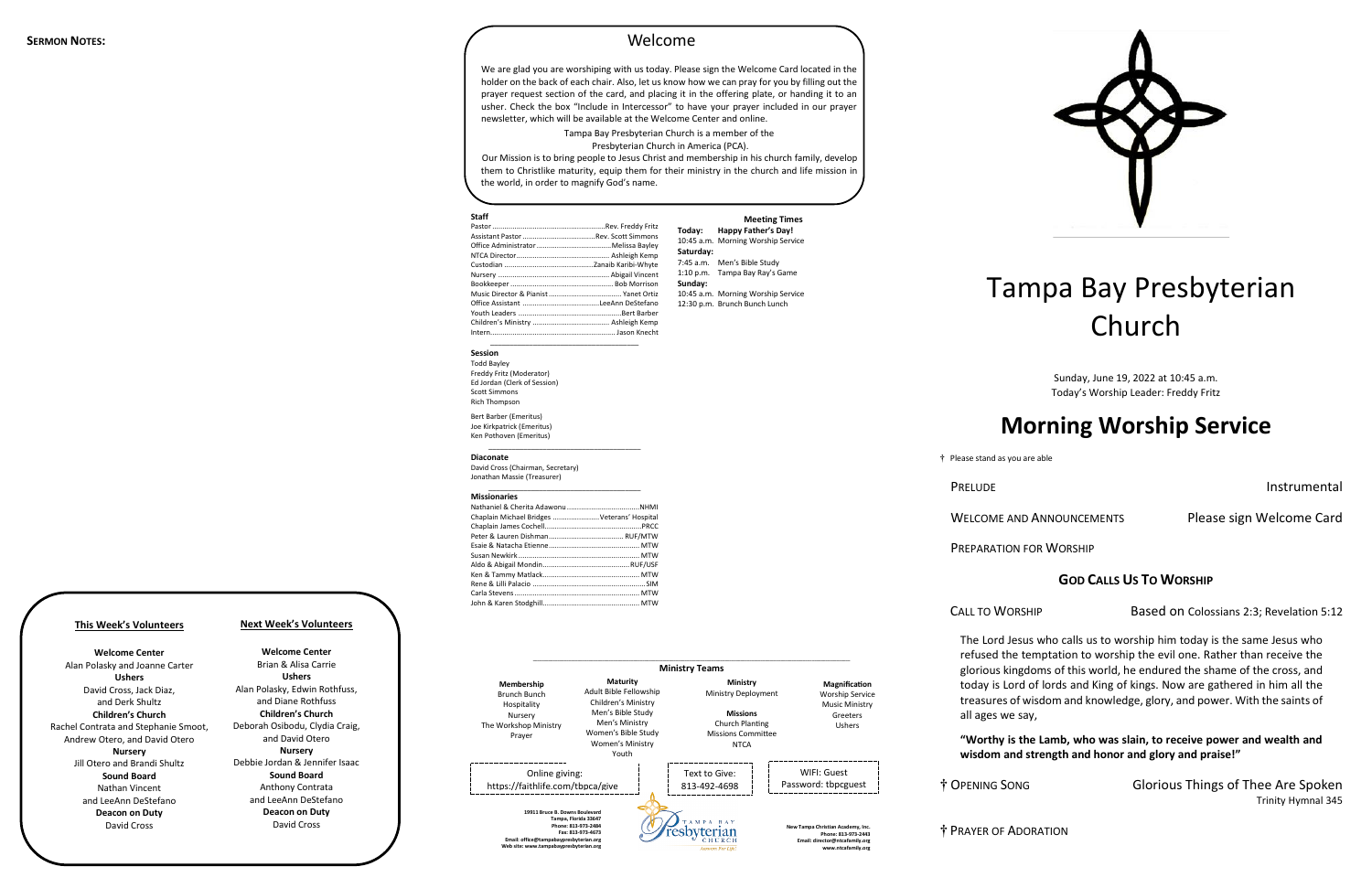**SERMON NOTES:**

## This Week's Volunteers

**Welcome Center**
Alan Polasky and Joanne Carter

**Ushers**
David Cross, Jack Diaz, and Derk Shultz

**Children's Church**
Rachel Contrata and Stephanie Smoot, Andrew Otero, and David Otero

**Nursery**
Jill Otero and Brandi Shultz

**Sound Board**
Nathan Vincent and LeeAnn DeStefano

**Deacon on Duty**
David Cross

## Next Week's Volunteers

**Welcome Center**
Brian & Alisa Carrie

**Ushers**
Alan Polasky, Edwin Rothfuss, and Diane Rothfuss

**Children's Church**
Deborah Osibodu, Clydia Craig, and David Otero

**Nursery**
Debbie Jordan & Jennifer Isaac

**Sound Board**
Anthony Contrata and LeeAnn DeStefano

**Deacon on Duty**
David Cross

# Welcome

We are glad you are worshiping with us today. Please sign the Welcome Card located in the holder on the back of each chair. Also, let us know how we can pray for you by filling out the prayer request section of the card, and placing it in the offering plate, or handing it to an usher. Check the box "Include in Intercessor" to have your prayer included in our prayer newsletter, which will be available at the Welcome Center and online.

Tampa Bay Presbyterian Church is a member of the Presbyterian Church in America (PCA).

Our Mission is to bring people to Jesus Christ and membership in his church family, develop them to Christlike maturity, equip them for their ministry in the church and life mission in the world, in order to magnify God's name.

**Staff**

Pastor ....... Rev. Freddy Fritz
Assistant Pastor ....... Rev. Scott Simmons
Office Administrator ....... Melissa Bayley
NTCA Director ....... Ashleigh Kemp
Custodian ....... Zanaib Karibi-Whyte
Nursery ....... Abigail Vincent
Bookkeeper ....... Bob Morrison
Music Director & Pianist ....... Yanet Ortiz
Office Assistant ....... LeeAnn DeStefano
Youth Leaders ....... Bert Barber
Children's Ministry ....... Ashleigh Kemp
Intern ....... Jason Knecht

**Meeting Times**

**Today:** **Happy Father's Day!**
10:45 a.m. Morning Worship Service

**Saturday:**
7:45 a.m. Men's Bible Study
1:10 p.m. Tampa Bay Ray's Game

**Sunday:**
10:45 a.m. Morning Worship Service
12:30 p.m. Brunch Bunch Lunch

**Session**

Todd Bayley
Freddy Fritz (Moderator)
Ed Jordan (Clerk of Session)
Scott Simmons
Rich Thompson

Bert Barber (Emeritus)
Joe Kirkpatrick (Emeritus)
Ken Pothoven (Emeritus)

**Diaconate**

David Cross (Chairman, Secretary)
Jonathan Massie (Treasurer)

**Missionaries**

Nathaniel & Cherita Adawonu ....... NHMI
Chaplain Michael Bridges ....... Veterans' Hospital
Chaplain James Cochell ....... PRCC
Peter & Lauren Dishman ....... RUF/MTW
Esaie & Natacha Etienne ....... MTW
Susan Newkirk ....... MTW
Aldo & Abigail Mondin ....... RUF/USF
Ken & Tammy Matlack ....... MTW
Rene & Lilli Palacio ....... SIM
Carla Stevens ....... MTW
John & Karen Stodghill ....... MTW

**Ministry Teams**

| Membership | Maturity | Ministry | Magnification |
|---|---|---|---|
| Brunch Bunch | Adult Bible Fellowship | Ministry Deployment | Worship Service |
| Hospitality | Children's Ministry | | Music Ministry |
| Nursery | Men's Bible Study | **Missions** | Greeters |
| The Workshop Ministry | Men's Ministry | Church Planting | Ushers |
| Prayer | Women's Bible Study | Missions Committee | |
| | Women's Ministry | NTCA | |
| | Youth | | |

Online giving: https://faithlife.com/tbpca/give

Text to Give: 813-492-4698

WIFI: Guest
Password: tbpcguest

19911 Bruce B. Downs Boulevard
Tampa, Florida 33647
Phone: 813-973-2484
Fax: 813-973-4673
Email: office@tampabaypresbyterian.org
Web site: www.tampabaypresbyterian.org

Tampa Bay Presbyterian Church
Jesus for Life

New Tampa Christian Academy, Inc.
Phone: 813-973-2443
Email: director@ntcafamily.org
www.ntcafamily.org

# Tampa Bay Presbyterian Church

Sunday, June 19, 2022 at 10:45 a.m.
Today's Worship Leader: Freddy Fritz

# Morning Worship Service

† Please stand as you are able

PRELUDE — Instrumental

WELCOME AND ANNOUNCEMENTS — Please sign Welcome Card

PREPARATION FOR WORSHIP

## GOD CALLS US TO WORSHIP

CALL TO WORSHIP — Based on Colossians 2:3; Revelation 5:12

The Lord Jesus who calls us to worship him today is the same Jesus who refused the temptation to worship the evil one. Rather than receive the glorious kingdoms of this world, he endured the shame of the cross, and today is Lord of lords and King of kings. Now are gathered in him all the treasures of wisdom and knowledge, glory, and power. With the saints of all ages we say,

**"Worthy is the Lamb, who was slain, to receive power and wealth and wisdom and strength and honor and glory and praise!"**

† OPENING SONG — Glorious Things of Thee Are Spoken
Trinity Hymnal 345

† PRAYER OF ADORATION